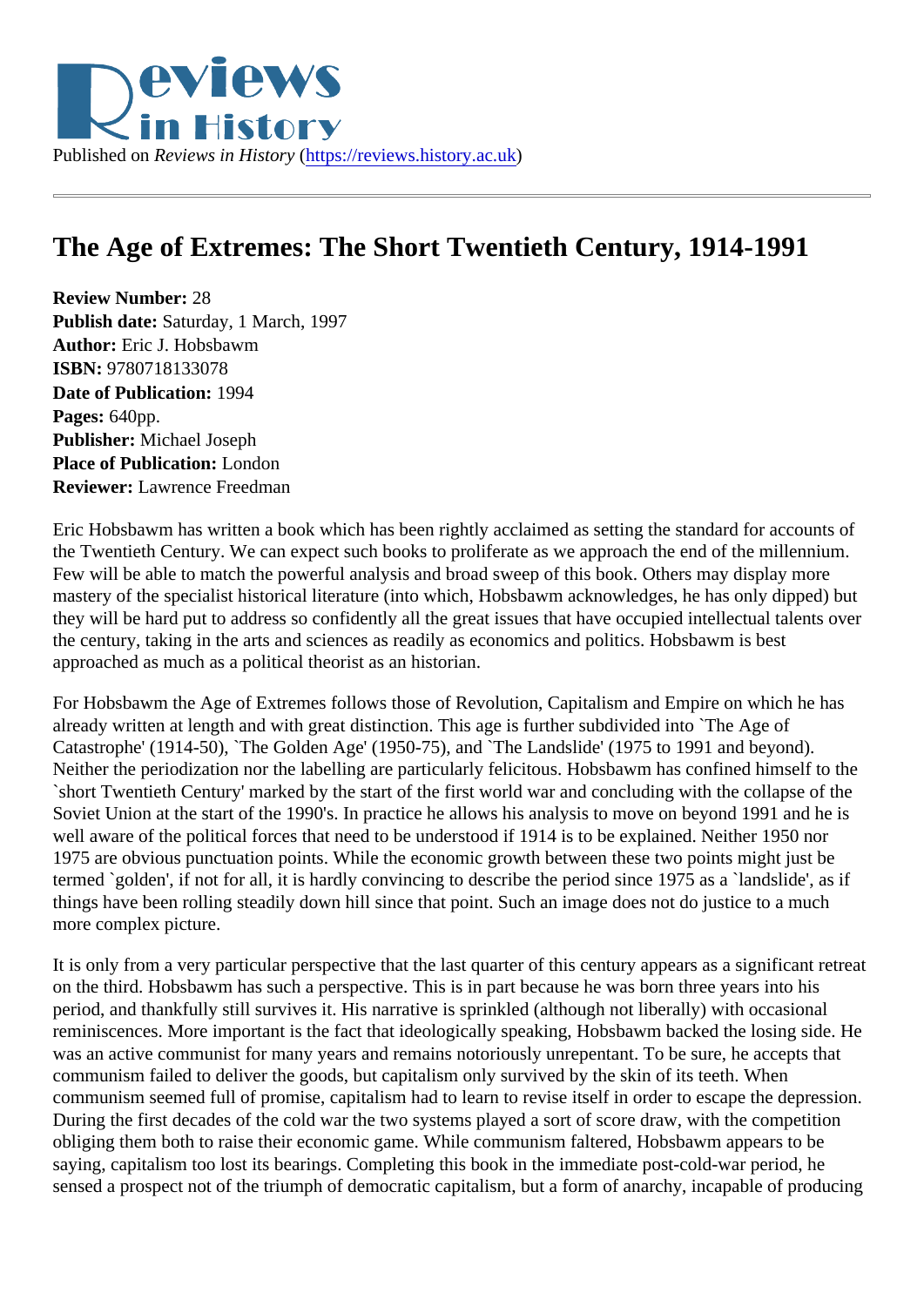Published on *Reviews in History* (https://reviews.history.ac.uk)

# The Age of Extremes: The Short Twentieth Century, 1914-1991

**Review Number:** 28
**Publish date:** Saturday, 1 March, 1997
**Author:** Eric J. Hobsbawm
**ISBN:** 9780718133078
**Date of Publication:** 1994
**Pages:** 640pp.
**Publisher:** Michael Joseph
**Place of Publication:** London
**Reviewer:** Lawrence Freedman

Eric Hobsbawm has written a book which has been rightly acclaimed as setting the standard for accounts of the Twentieth Century. We can expect such books to proliferate as we approach the end of the millennium. Few will be able to match the powerful analysis and broad sweep of this book. Others may display more mastery of the specialist historical literature (into which, Hobsbawm acknowledges, he has only dipped) but they will be hard put to address so confidently all the great issues that have occupied intellectual talents over the century, taking in the arts and sciences as readily as economics and politics. Hobsbawm is best approached as much as a political theorist as an historian.

For Hobsbawm the Age of Extremes follows those of Revolution, Capitalism and Empire on which he has already written at length and with great distinction. This age is further subdivided into `The Age of Catastrophe' (1914-50), `The Golden Age' (1950-75), and `The Landslide' (1975 to 1991 and beyond). Neither the periodization nor the labelling are particularly felicitous. Hobsbawm has confined himself to the `short Twentieth Century' marked by the start of the first world war and concluding with the collapse of the Soviet Union at the start of the 1990's. In practice he allows his analysis to move on beyond 1991 and he is well aware of the political forces that need to be understood if 1914 is to be explained. Neither 1950 nor 1975 are obvious punctuation points. While the economic growth between these two points might just be termed `golden', if not for all, it is hardly convincing to describe the period since 1975 as a `landslide', as if things have been rolling steadily down hill since that point. Such an image does not do justice to a much more complex picture.

It is only from a very particular perspective that the last quarter of this century appears as a significant retreat on the third. Hobsbawm has such a perspective. This is in part because he was born three years into his period, and thankfully still survives it. His narrative is sprinkled (although not liberally) with occasional reminiscences. More important is the fact that ideologically speaking, Hobsbawm backed the losing side. He was an active communist for many years and remains notoriously unrepentant. To be sure, he accepts that communism failed to deliver the goods, but capitalism only survived by the skin of its teeth. When communism seemed full of promise, capitalism had to learn to revise itself in order to escape the depression. During the first decades of the cold war the two systems played a sort of score draw, with the competition obliging them both to raise their economic game. While communism faltered, Hobsbawm appears to be saying, capitalism too lost its bearings. Completing this book in the immediate post-cold-war period, he sensed a prospect not of the triumph of democratic capitalism, but a form of anarchy, incapable of producing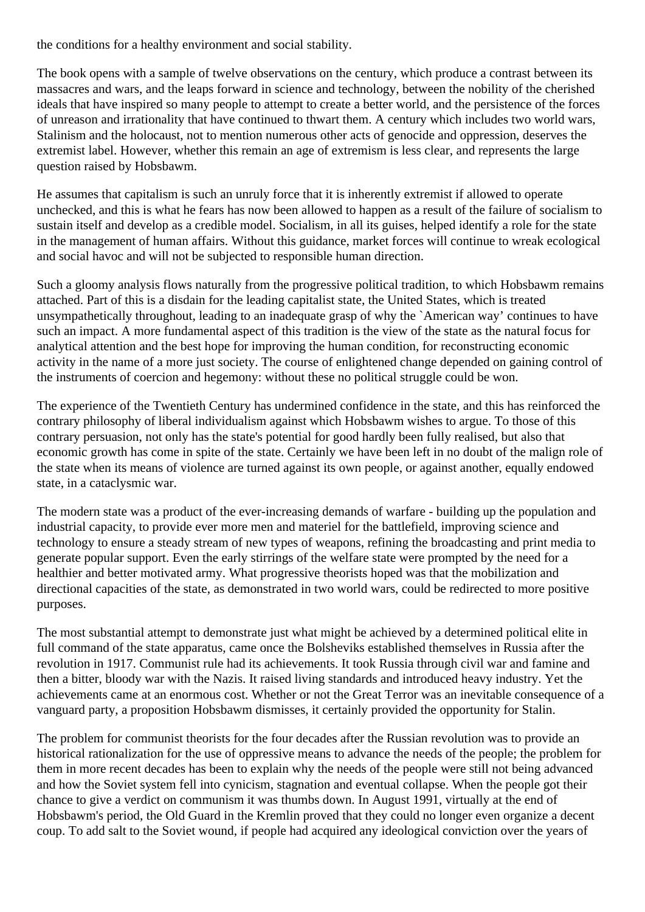the conditions for a healthy environment and social stability.

The book opens with a sample of twelve observations on the century, which produce a contrast between its massacres and wars, and the leaps forward in science and technology, between the nobility of the cherished ideals that have inspired so many people to attempt to create a better world, and the persistence of the forces of unreason and irrationality that have continued to thwart them. A century which includes two world wars, Stalinism and the holocaust, not to mention numerous other acts of genocide and oppression, deserves the extremist label. However, whether this remain an age of extremism is less clear, and represents the large question raised by Hobsbawm.

He assumes that capitalism is such an unruly force that it is inherently extremist if allowed to operate unchecked, and this is what he fears has now been allowed to happen as a result of the failure of socialism to sustain itself and develop as a credible model. Socialism, in all its guises, helped identify a role for the state in the management of human affairs. Without this guidance, market forces will continue to wreak ecological and social havoc and will not be subjected to responsible human direction.

Such a gloomy analysis flows naturally from the progressive political tradition, to which Hobsbawm remains attached. Part of this is a disdain for the leading capitalist state, the United States, which is treated unsympathetically throughout, leading to an inadequate grasp of why the `American way' continues to have such an impact. A more fundamental aspect of this tradition is the view of the state as the natural focus for analytical attention and the best hope for improving the human condition, for reconstructing economic activity in the name of a more just society. The course of enlightened change depended on gaining control of the instruments of coercion and hegemony: without these no political struggle could be won.

The experience of the Twentieth Century has undermined confidence in the state, and this has reinforced the contrary philosophy of liberal individualism against which Hobsbawm wishes to argue. To those of this contrary persuasion, not only has the state's potential for good hardly been fully realised, but also that economic growth has come in spite of the state. Certainly we have been left in no doubt of the malign role of the state when its means of violence are turned against its own people, or against another, equally endowed state, in a cataclysmic war.

The modern state was a product of the ever-increasing demands of warfare - building up the population and industrial capacity, to provide ever more men and materiel for the battlefield, improving science and technology to ensure a steady stream of new types of weapons, refining the broadcasting and print media to generate popular support. Even the early stirrings of the welfare state were prompted by the need for a healthier and better motivated army. What progressive theorists hoped was that the mobilization and directional capacities of the state, as demonstrated in two world wars, could be redirected to more positive purposes.

The most substantial attempt to demonstrate just what might be achieved by a determined political elite in full command of the state apparatus, came once the Bolsheviks established themselves in Russia after the revolution in 1917. Communist rule had its achievements. It took Russia through civil war and famine and then a bitter, bloody war with the Nazis. It raised living standards and introduced heavy industry. Yet the achievements came at an enormous cost. Whether or not the Great Terror was an inevitable consequence of a vanguard party, a proposition Hobsbawm dismisses, it certainly provided the opportunity for Stalin.

The problem for communist theorists for the four decades after the Russian revolution was to provide an historical rationalization for the use of oppressive means to advance the needs of the people; the problem for them in more recent decades has been to explain why the needs of the people were still not being advanced and how the Soviet system fell into cynicism, stagnation and eventual collapse. When the people got their chance to give a verdict on communism it was thumbs down. In August 1991, virtually at the end of Hobsbawm's period, the Old Guard in the Kremlin proved that they could no longer even organize a decent coup. To add salt to the Soviet wound, if people had acquired any ideological conviction over the years of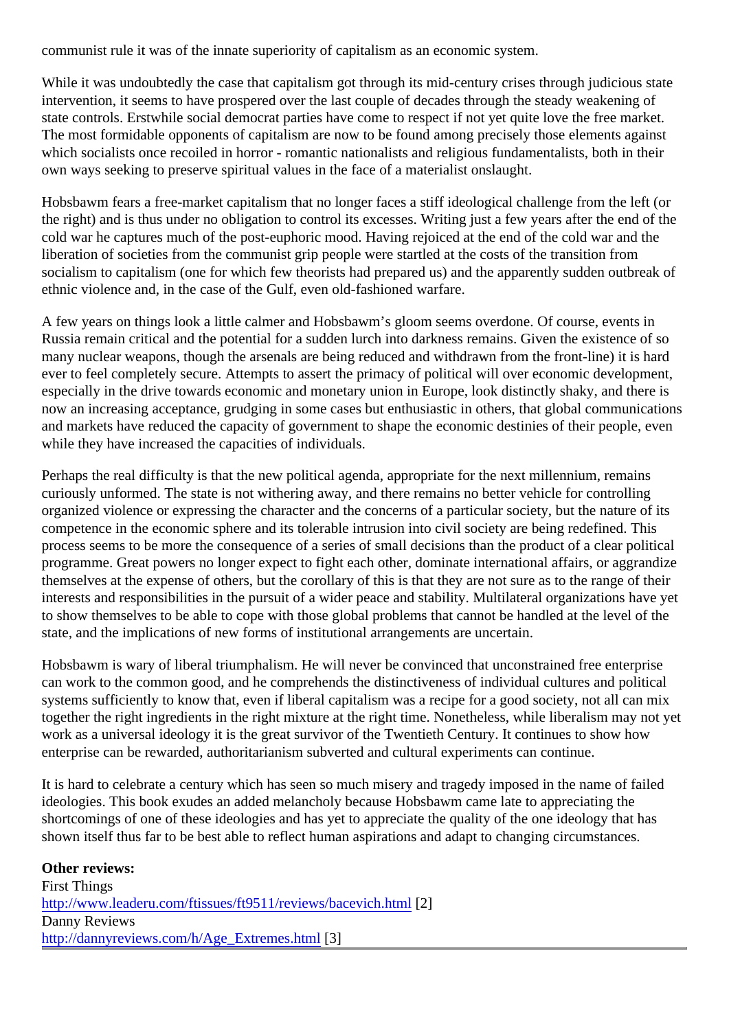communist rule it was of the innate superiority of capitalism as an economic system.

While it was undoubtedly the case that capitalism got through its mid-century crises through judicious state intervention, it seems to have prospered over the last couple of decades through the steady weakening of state controls. Erstwhile social democrat parties have come to respect if not yet quite love the free market. The most formidable opponents of capitalism are now to be found among precisely those elements against which socialists once recoiled in horror - romantic nationalists and religious fundamentalists, both in their own ways seeking to preserve spiritual values in the face of a materialist onslaught.

Hobsbawm fears a free-market capitalism that no longer faces a stiff ideological challenge from the left (or the right) and is thus under no obligation to control its excesses. Writing just a few years after the end of the cold war he captures much of the post-euphoric mood. Having rejoiced at the end of the cold war and the liberation of societies from the communist grip people were startled at the costs of the transition from socialism to capitalism (one for which few theorists had prepared us) and the apparently sudden outbreak of ethnic violence and, in the case of the Gulf, even old-fashioned warfare.

A few years on things look a little calmer and Hobsbawm's gloom seems overdone. Of course, events in Russia remain critical and the potential for a sudden lurch into darkness remains. Given the existence of so many nuclear weapons, though the arsenals are being reduced and withdrawn from the front-line) it is hard ever to feel completely secure. Attempts to assert the primacy of political will over economic development, especially in the drive towards economic and monetary union in Europe, look distinctly shaky, and there is now an increasing acceptance, grudging in some cases but enthusiastic in others, that global communications and markets have reduced the capacity of government to shape the economic destinies of their people, even while they have increased the capacities of individuals.

Perhaps the real difficulty is that the new political agenda, appropriate for the next millennium, remains curiously unformed. The state is not withering away, and there remains no better vehicle for controlling organized violence or expressing the character and the concerns of a particular society, but the nature of its competence in the economic sphere and its tolerable intrusion into civil society are being redefined. This process seems to be more the consequence of a series of small decisions than the product of a clear political programme. Great powers no longer expect to fight each other, dominate international affairs, or aggrandize themselves at the expense of others, but the corollary of this is that they are not sure as to the range of their interests and responsibilities in the pursuit of a wider peace and stability. Multilateral organizations have yet to show themselves to be able to cope with those global problems that cannot be handled at the level of the state, and the implications of new forms of institutional arrangements are uncertain.

Hobsbawm is wary of liberal triumphalism. He will never be convinced that unconstrained free enterprise can work to the common good, and he comprehends the distinctiveness of individual cultures and political systems sufficiently to know that, even if liberal capitalism was a recipe for a good society, not all can mix together the right ingredients in the right mixture at the right time. Nonetheless, while liberalism may not yet work as a universal ideology it is the great survivor of the Twentieth Century. It continues to show how enterprise can be rewarded, authoritarianism subverted and cultural experiments can continue.

It is hard to celebrate a century which has seen so much misery and tragedy imposed in the name of failed ideologies. This book exudes an added melancholy because Hobsbawm came late to appreciating the shortcomings of one of these ideologies and has yet to appreciate the quality of the one ideology that has shown itself thus far to be best able to reflect human aspirations and adapt to changing circumstances.

**Other reviews:**
First Things
http://www.leaderu.com/ftissues/ft9511/reviews/bacevich.html [2]
Danny Reviews
http://dannyreviews.com/h/Age_Extremes.html [3]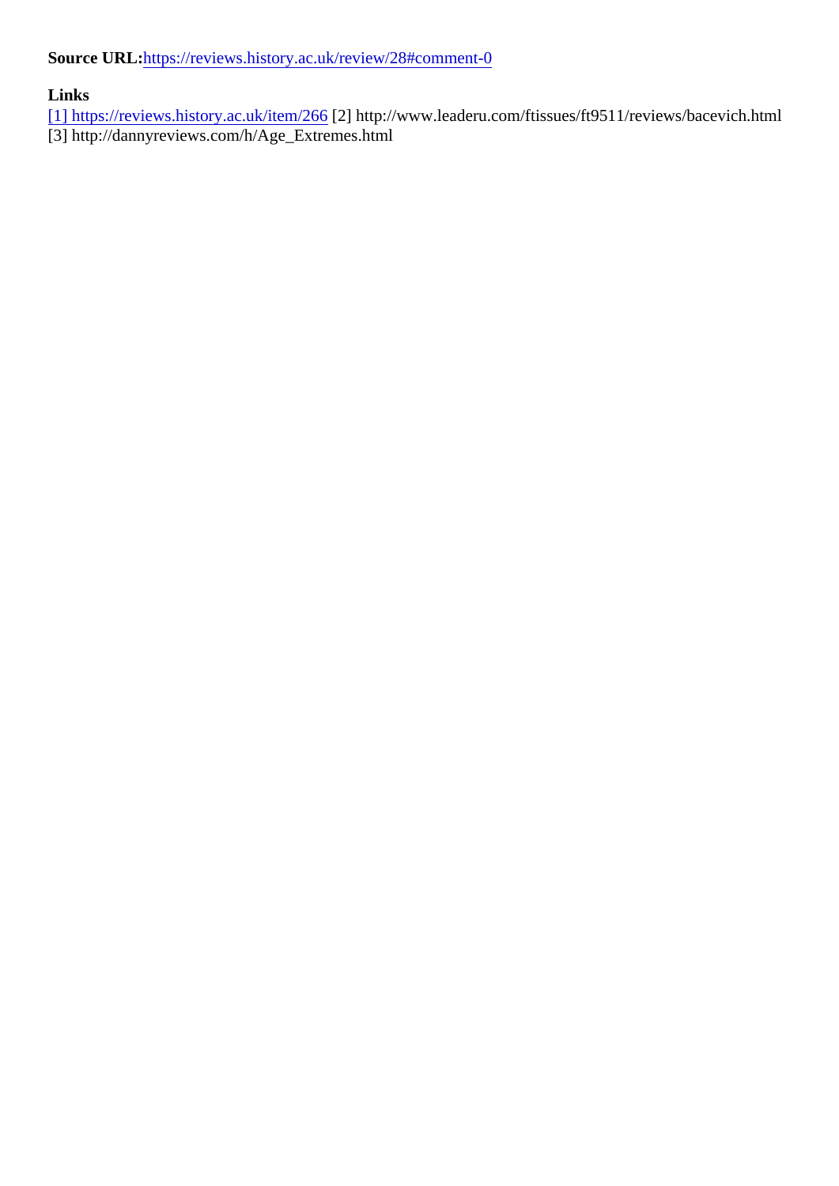**Source URL:**https://reviews.history.ac.uk/review/28#comment-0

**Links**

[1] https://reviews.history.ac.uk/item/266 [2] http://www.leaderu.com/ftissues/ft9511/reviews/bacevich.html
[3] http://dannyreviews.com/h/Age_Extremes.html